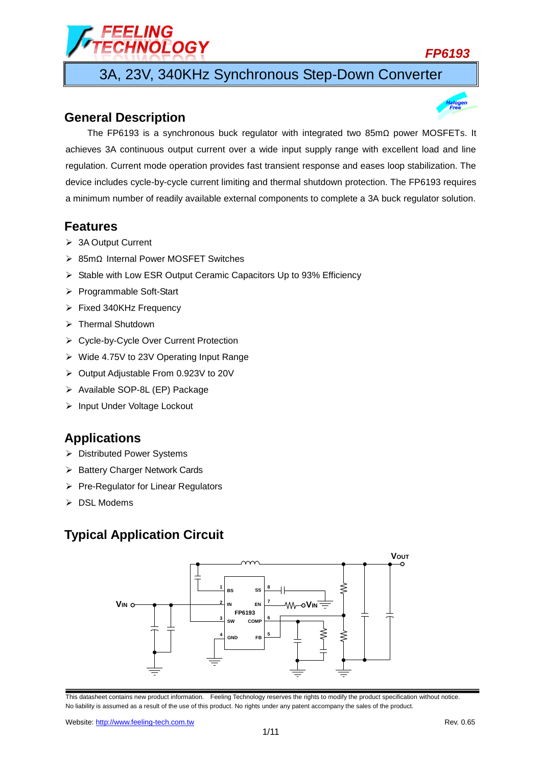# FP6193

## 3A, 23V, 340KHz Synchronous Step-Down Converter

## General Description

The FP6193 is a synchronous buck regulator with integrated two 85mΩ power MOSFETs. It achieves 3A continuous output current over a wide input supply range with excellent load and line regulation. Current mode operation provides fast transient response and eases loop stabilization. The device includes cycle-by-cycle current limiting and thermal shutdown protection. The FP6193 requires a minimum number of readily available external components to complete a 3A buck regulator solution.

## Features

- 3A Output Current
- 85mΩ Internal Power MOSFET Switches
- Stable with Low ESR Output Ceramic Capacitors Up to 93% Efficiency
- Programmable Soft-Start
- Fixed 340KHz Frequency
- Thermal Shutdown
- Cycle-by-Cycle Over Current Protection
- Wide 4.75V to 23V Operating Input Range
- Output Adjustable From 0.923V to 20V
- Available SOP-8L (EP) Package
- Input Under Voltage Lockout

## Applications

- Distributed Power Systems
- Battery Charger Network Cards
- Pre-Regulator for Linear Regulators
- DSL Modems

## Typical Application Circuit

This datasheet contains new product information. Feeling Technology reserves the rights to modify the product specification without notice. No liability is assumed as a result of the use of this product. No rights under any patent accompany the sales of the product.

Website: http://www.feeling-tech.com.tw

Rev. 0.65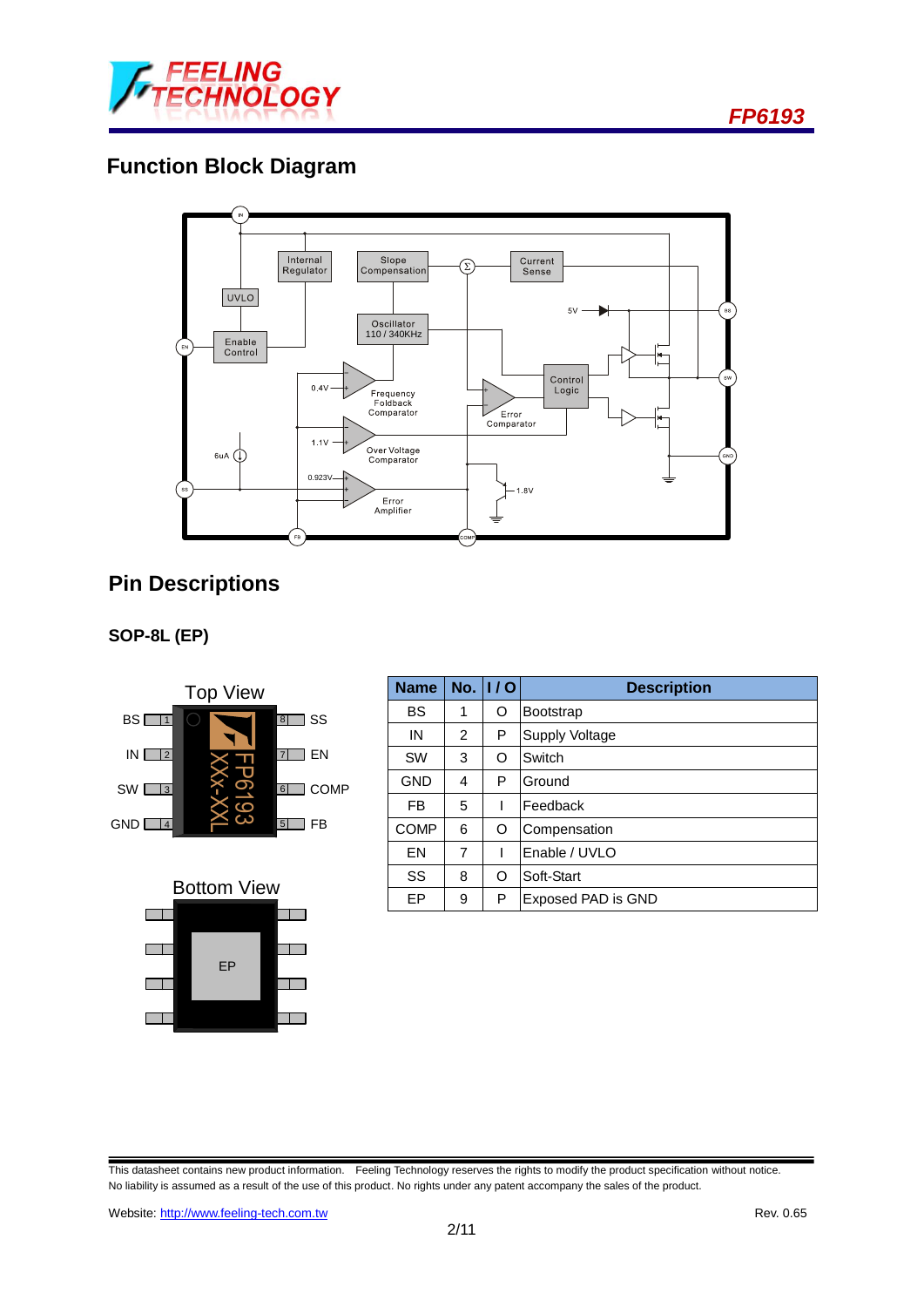## Function Block Diagram

## Pin Descriptions

### SOP-8L (EP)

| Name | No. | I / O | Description |
|---|---|---|---|
| BS | 1 | O | Bootstrap |
| IN | 2 | P | Supply Voltage |
| SW | 3 | O | Switch |
| GND | 4 | P | Ground |
| FB | 5 | I | Feedback |
| COMP | 6 | O | Compensation |
| EN | 7 | I | Enable / UVLO |
| SS | 8 | O | Soft-Start |
| EP | 9 | P | Exposed PAD is GND |

This datasheet contains new product information. Feeling Technology reserves the rights to modify the product specification without notice. No liability is assumed as a result of the use of this product. No rights under any patent accompany the sales of the product.

Website: http://www.feeling-tech.com.tw

Rev. 0.65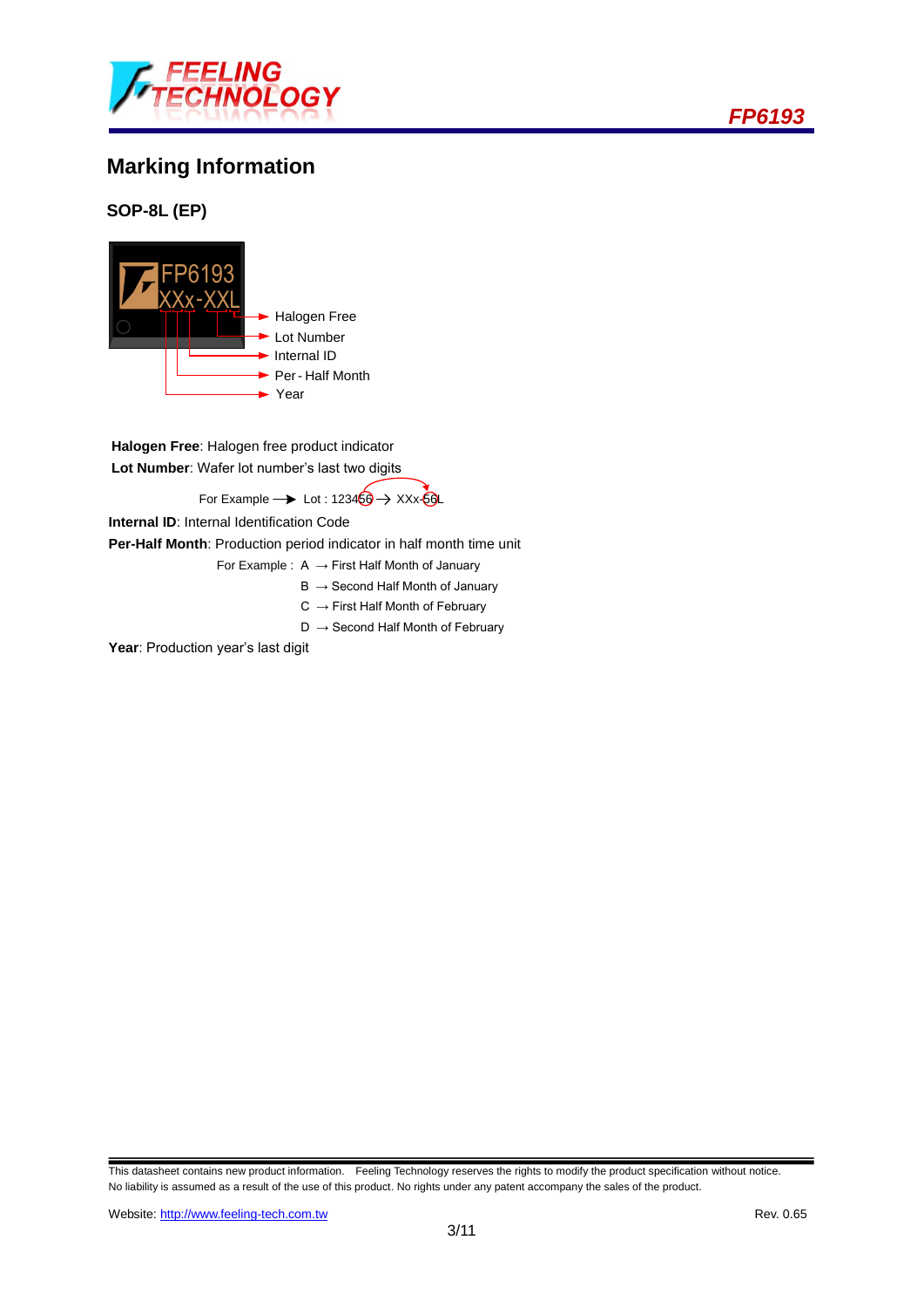## Marking Information

### SOP-8L (EP)

FP6193
XXx-XXL

- Halogen Free
- Lot Number
- Internal ID
- Per - Half Month
- Year

**Halogen Free**: Halogen free product indicator

**Lot Number**: Wafer lot number's last two digits

For Example → Lot : 123456 → XXx-56L

**Internal ID**: Internal Identification Code

**Per-Half Month**: Production period indicator in half month time unit

For Example : A → First Half Month of January

B → Second Half Month of January

C → First Half Month of February

D → Second Half Month of February

**Year**: Production year's last digit

This datasheet contains new product information. Feeling Technology reserves the rights to modify the product specification without notice. No liability is assumed as a result of the use of this product. No rights under any patent accompany the sales of the product.

Website: http://www.feeling-tech.com.tw

Rev. 0.65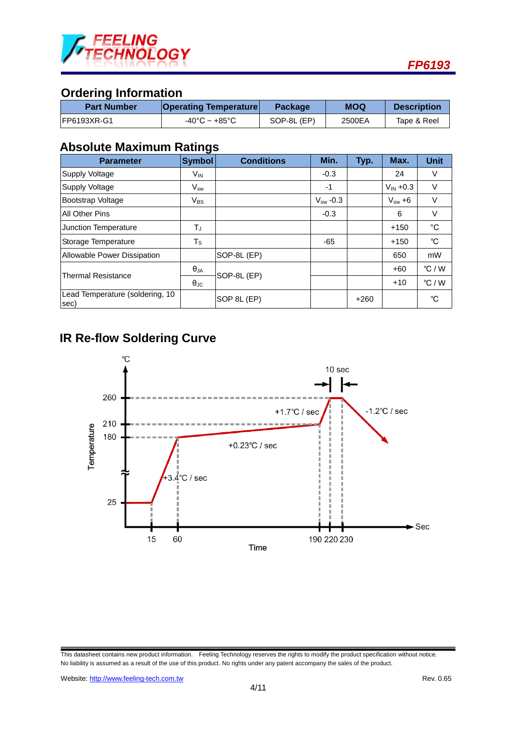## Ordering Information

| Part Number | Operating Temperature | Package | MOQ | Description |
|---|---|---|---|---|
| FP6193XR-G1 | -40°C ~ +85°C | SOP-8L (EP) | 2500EA | Tape & Reel |

## Absolute Maximum Ratings

| Parameter | Symbol | Conditions | Min. | Typ. | Max. | Unit |
|---|---|---|---|---|---|---|
| Supply Voltage | $V_{IN}$ | | -0.3 | | 24 | V |
| Supply Voltage | $V_{sw}$ | | -1 | | $V_{IN}$ +0.3 | V |
| Bootstrap Voltage | $V_{BS}$ | | $V_{sw}$ -0.3 | | $V_{sw}$ +6 | V |
| All Other Pins | | | -0.3 | | 6 | V |
| Junction Temperature | $T_J$ | | | | +150 | °C |
| Storage Temperature | $T_S$ | | -65 | | +150 | °C |
| Allowable Power Dissipation | | SOP-8L (EP) | | | 650 | mW |
| Thermal Resistance | $\theta_{JA}$ | SOP-8L (EP) | | | +60 | °C / W |
| | $\theta_{JC}$ | | | | +10 | °C / W |
| Lead Temperature (soldering, 10 sec) | | SOP 8L (EP) | | +260 | | °C |

## IR Re-flow Soldering Curve

℃

Temperature

260, 210, 180, 25

10 sec

+1.7℃ / sec

-1.2℃ / sec

+0.23℃ / sec

+3.4℃ / sec

Sec

15, 60, 190, 220, 230

Time

This datasheet contains new product information. Feeling Technology reserves the rights to modify the product specification without notice. No liability is assumed as a result of the use of this product. No rights under any patent accompany the sales of the product.

Website: http://www.feeling-tech.com.tw

Rev. 0.65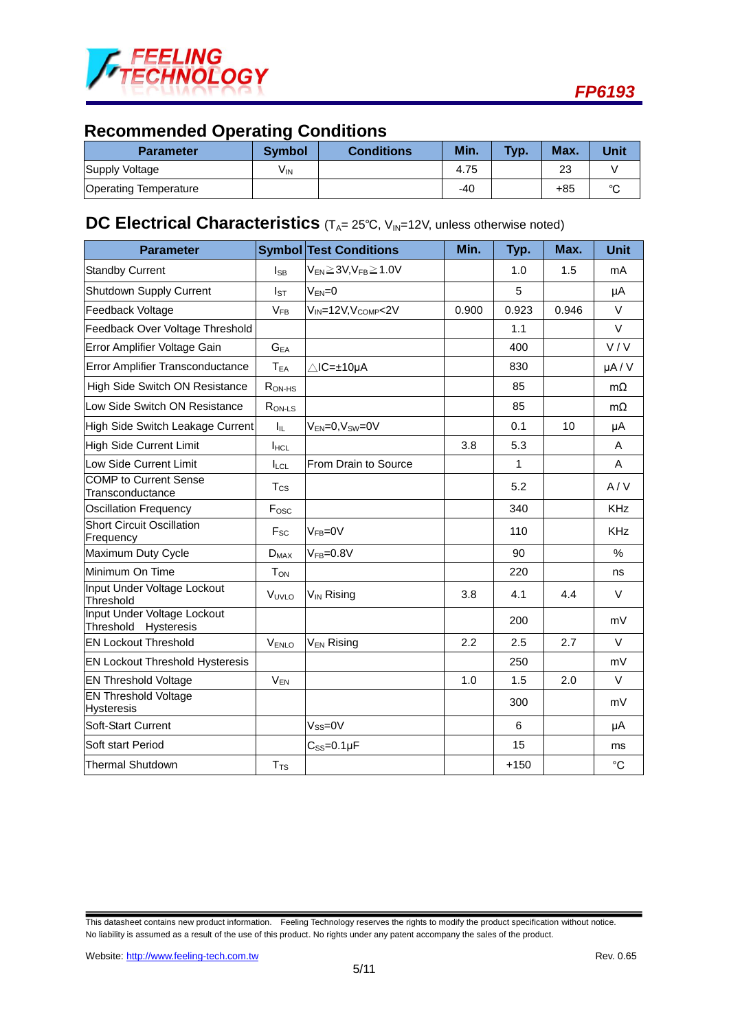## Recommended Operating Conditions

| Parameter | Symbol | Conditions | Min. | Typ. | Max. | Unit |
|---|---|---|---|---|---|---|
| Supply Voltage | $V_{IN}$ | | 4.75 | | 23 | V |
| Operating Temperature | | | -40 | | +85 | ℃ |

## DC Electrical Characteristics ($T_A$= 25℃, $V_{IN}$=12V, unless otherwise noted)

| Parameter | Symbol | Test Conditions | Min. | Typ. | Max. | Unit |
|---|---|---|---|---|---|---|
| Standby Current | $I_{SB}$ | $V_{EN}$≧3V,$V_{FB}$≧1.0V | | 1.0 | 1.5 | mA |
| Shutdown Supply Current | $I_{ST}$ | $V_{EN}$=0 | | 5 | | μA |
| Feedback Voltage | $V_{FB}$ | $V_{IN}$=12V,$V_{COMP}$<2V | 0.900 | 0.923 | 0.946 | V |
| Feedback Over Voltage Threshold | | | | 1.1 | | V |
| Error Amplifier Voltage Gain | $G_{EA}$ | | | 400 | | V / V |
| Error Amplifier Transconductance | $T_{EA}$ | △IC=±10μA | | 830 | | μA / V |
| High Side Switch ON Resistance | $R_{ON-HS}$ | | | 85 | | mΩ |
| Low Side Switch ON Resistance | $R_{ON-LS}$ | | | 85 | | mΩ |
| High Side Switch Leakage Current | $I_{IL}$ | $V_{EN}$=0,$V_{SW}$=0V | | 0.1 | 10 | μA |
| High Side Current Limit | $I_{HCL}$ | | 3.8 | 5.3 | | A |
| Low Side Current Limit | $I_{LCL}$ | From Drain to Source | | 1 | | A |
| COMP to Current Sense Transconductance | $T_{CS}$ | | | 5.2 | | A / V |
| Oscillation Frequency | $F_{OSC}$ | | | 340 | | KHz |
| Short Circuit Oscillation Frequency | $F_{SC}$ | $V_{FB}$=0V | | 110 | | KHz |
| Maximum Duty Cycle | $D_{MAX}$ | $V_{FB}$=0.8V | | 90 | | % |
| Minimum On Time | $T_{ON}$ | | | 220 | | ns |
| Input Under Voltage Lockout Threshold | $V_{UVLO}$ | $V_{IN}$ Rising | 3.8 | 4.1 | 4.4 | V |
| Input Under Voltage Lockout Threshold Hysteresis | | | | 200 | | mV |
| EN Lockout Threshold | $V_{ENLO}$ | $V_{EN}$ Rising | 2.2 | 2.5 | 2.7 | V |
| EN Lockout Threshold Hysteresis | | | | 250 | | mV |
| EN Threshold Voltage | $V_{EN}$ | | 1.0 | 1.5 | 2.0 | V |
| EN Threshold Voltage Hysteresis | | | | 300 | | mV |
| Soft-Start Current | | $V_{SS}$=0V | | 6 | | μA |
| Soft start Period | | $C_{SS}$=0.1μF | | 15 | | ms |
| Thermal Shutdown | $T_{TS}$ | | | +150 | | ℃ |

This datasheet contains new product information. Feeling Technology reserves the rights to modify the product specification without notice. No liability is assumed as a result of the use of this product. No rights under any patent accompany the sales of the product.

Website: http://www.feeling-tech.com.tw Rev. 0.65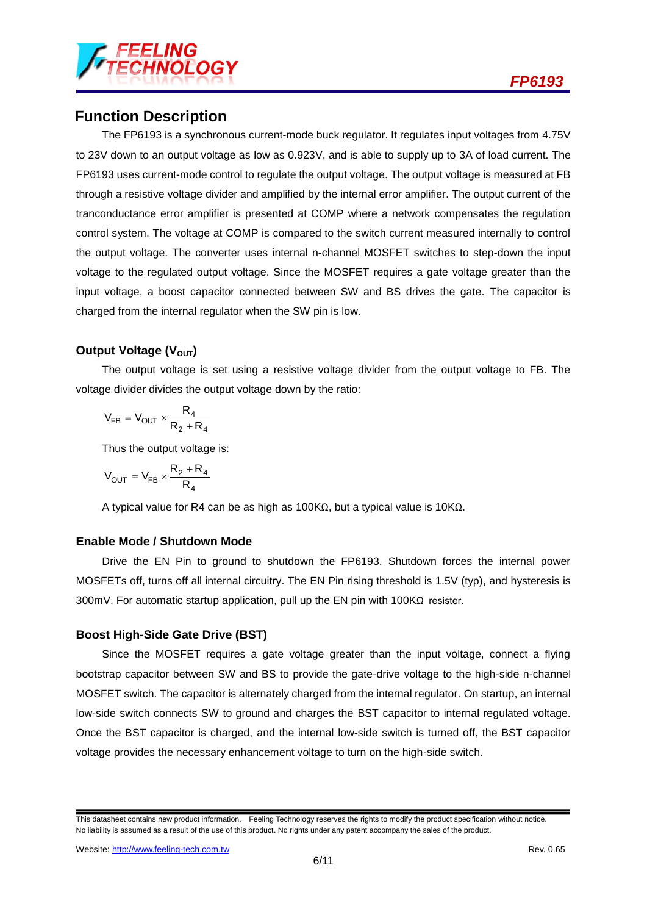## Function Description

The FP6193 is a synchronous current-mode buck regulator. It regulates input voltages from 4.75V to 23V down to an output voltage as low as 0.923V, and is able to supply up to 3A of load current. The FP6193 uses current-mode control to regulate the output voltage. The output voltage is measured at FB through a resistive voltage divider and amplified by the internal error amplifier. The output current of the tranconductance error amplifier is presented at COMP where a network compensates the regulation control system. The voltage at COMP is compared to the switch current measured internally to control the output voltage. The converter uses internal n-channel MOSFET switches to step-down the input voltage to the regulated output voltage. Since the MOSFET requires a gate voltage greater than the input voltage, a boost capacitor connected between SW and BS drives the gate. The capacitor is charged from the internal regulator when the SW pin is low.

### Output Voltage ($V_{OUT}$)

The output voltage is set using a resistive voltage divider from the output voltage to FB. The voltage divider divides the output voltage down by the ratio:

$$V_{FB} = V_{OUT} \times \frac{R_4}{R_2 + R_4}$$

Thus the output voltage is:

$$V_{OUT} = V_{FB} \times \frac{R_2 + R_4}{R_4}$$

A typical value for R4 can be as high as 100KΩ, but a typical value is 10KΩ.

### Enable Mode / Shutdown Mode

Drive the EN Pin to ground to shutdown the FP6193. Shutdown forces the internal power MOSFETs off, turns off all internal circuitry. The EN Pin rising threshold is 1.5V (typ), and hysteresis is 300mV. For automatic startup application, pull up the EN pin with 100KΩ resister.

### Boost High-Side Gate Drive (BST)

Since the MOSFET requires a gate voltage greater than the input voltage, connect a flying bootstrap capacitor between SW and BS to provide the gate-drive voltage to the high-side n-channel MOSFET switch. The capacitor is alternately charged from the internal regulator. On startup, an internal low-side switch connects SW to ground and charges the BST capacitor to internal regulated voltage. Once the BST capacitor is charged, and the internal low-side switch is turned off, the BST capacitor voltage provides the necessary enhancement voltage to turn on the high-side switch.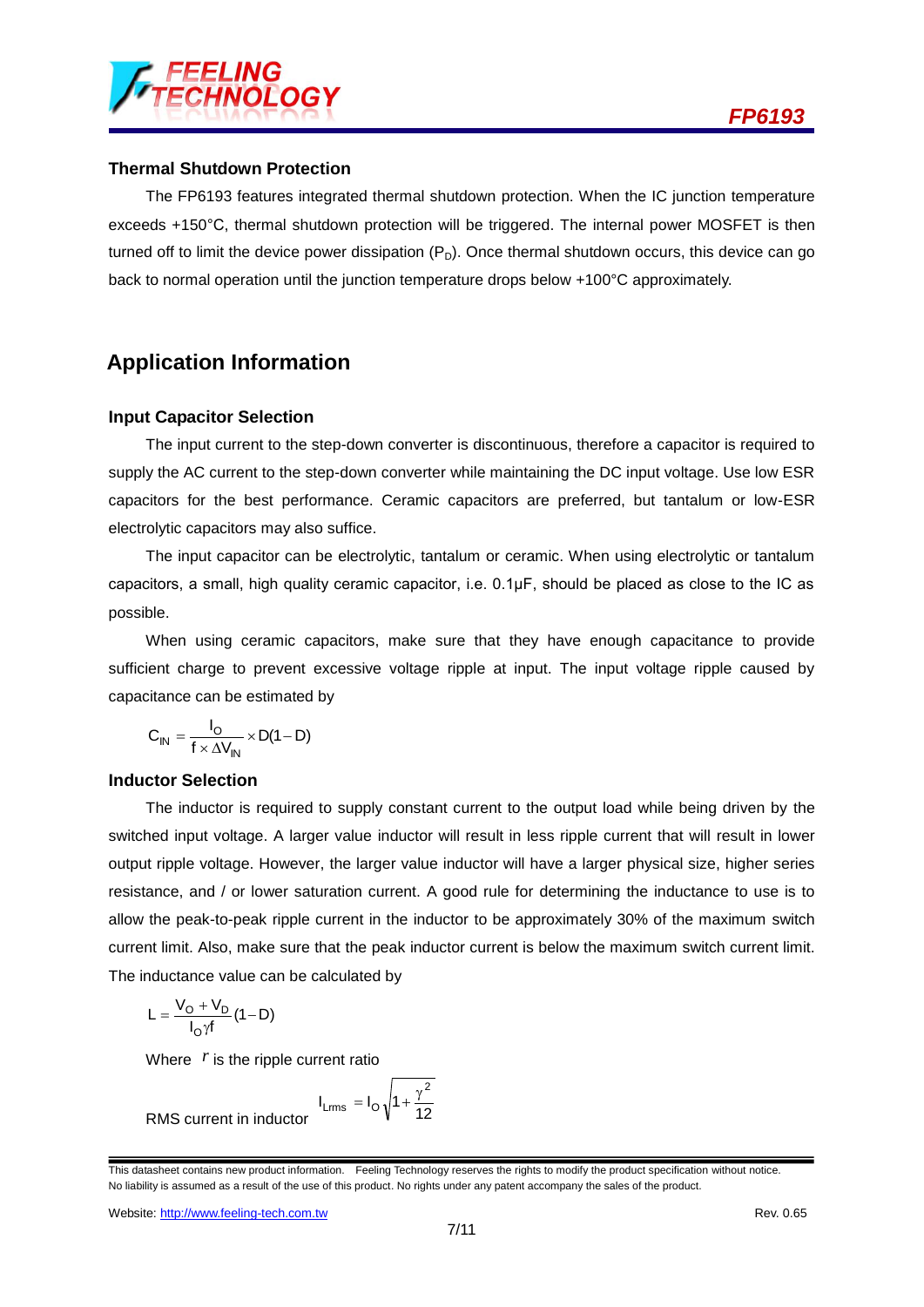### Thermal Shutdown Protection

The FP6193 features integrated thermal shutdown protection. When the IC junction temperature exceeds +150°C, thermal shutdown protection will be triggered. The internal power MOSFET is then turned off to limit the device power dissipation ($P_D$). Once thermal shutdown occurs, this device can go back to normal operation until the junction temperature drops below +100°C approximately.

## Application Information

### Input Capacitor Selection

The input current to the step-down converter is discontinuous, therefore a capacitor is required to supply the AC current to the step-down converter while maintaining the DC input voltage. Use low ESR capacitors for the best performance. Ceramic capacitors are preferred, but tantalum or low-ESR electrolytic capacitors may also suffice.

The input capacitor can be electrolytic, tantalum or ceramic. When using electrolytic or tantalum capacitors, a small, high quality ceramic capacitor, i.e. 0.1μF, should be placed as close to the IC as possible.

When using ceramic capacitors, make sure that they have enough capacitance to provide sufficient charge to prevent excessive voltage ripple at input. The input voltage ripple caused by capacitance can be estimated by

$$C_{IN} = \frac{I_O}{f \times \Delta V_{IN}} \times D(1-D)$$

### Inductor Selection

The inductor is required to supply constant current to the output load while being driven by the switched input voltage. A larger value inductor will result in less ripple current that will result in lower output ripple voltage. However, the larger value inductor will have a larger physical size, higher series resistance, and / or lower saturation current. A good rule for determining the inductance to use is to allow the peak-to-peak ripple current in the inductor to be approximately 30% of the maximum switch current limit. Also, make sure that the peak inductor current is below the maximum switch current limit. The inductance value can be calculated by

$$L = \frac{V_O + V_D}{I_O \gamma f}(1-D)$$

Where $\gamma$ is the ripple current ratio

RMS current in inductor $I_{Lrms} = I_O \sqrt{1 + \frac{\gamma^2}{12}}$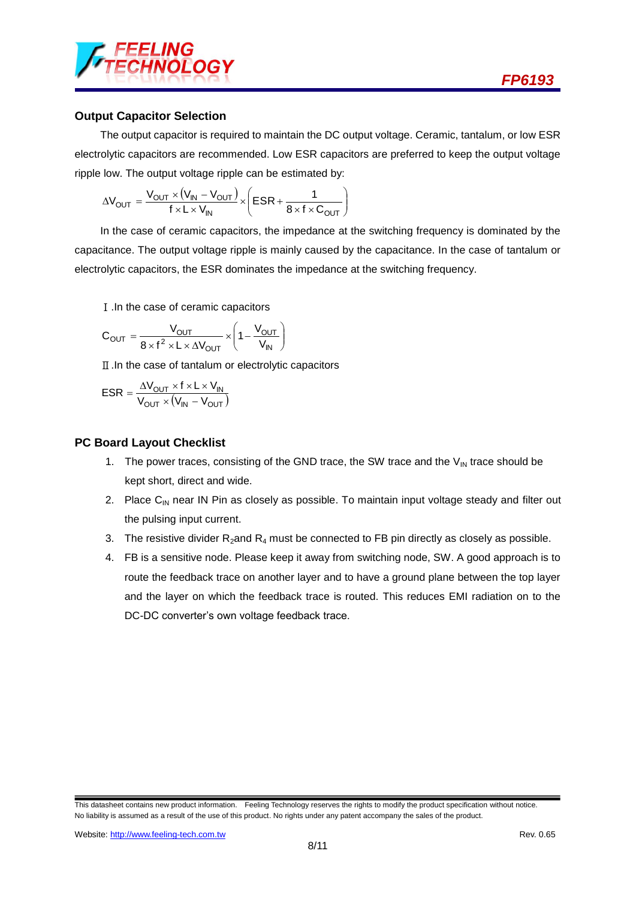### Output Capacitor Selection

The output capacitor is required to maintain the DC output voltage. Ceramic, tantalum, or low ESR electrolytic capacitors are recommended. Low ESR capacitors are preferred to keep the output voltage ripple low. The output voltage ripple can be estimated by:

$$\Delta V_{OUT} = \frac{V_{OUT} \times (V_{IN} - V_{OUT})}{f \times L \times V_{IN}} \times \left( ESR + \frac{1}{8 \times f \times C_{OUT}} \right)$$

In the case of ceramic capacitors, the impedance at the switching frequency is dominated by the capacitance. The output voltage ripple is mainly caused by the capacitance. In the case of tantalum or electrolytic capacitors, the ESR dominates the impedance at the switching frequency.

Ⅰ.In the case of ceramic capacitors

$$C_{OUT} = \frac{V_{OUT}}{8 \times f^2 \times L \times \Delta V_{OUT}} \times \left( 1 - \frac{V_{OUT}}{V_{IN}} \right)$$

Ⅱ.In the case of tantalum or electrolytic capacitors

$$ESR = \frac{\Delta V_{OUT} \times f \times L \times V_{IN}}{V_{OUT} \times (V_{IN} - V_{OUT})}$$

### PC Board Layout Checklist

1. The power traces, consisting of the GND trace, the SW trace and the $V_{IN}$ trace should be kept short, direct and wide.
2. Place $C_{IN}$ near IN Pin as closely as possible. To maintain input voltage steady and filter out the pulsing input current.
3. The resistive divider $R_2$and $R_4$ must be connected to FB pin directly as closely as possible.
4. FB is a sensitive node. Please keep it away from switching node, SW. A good approach is to route the feedback trace on another layer and to have a ground plane between the top layer and the layer on which the feedback trace is routed. This reduces EMI radiation on to the DC-DC converter's own voltage feedback trace.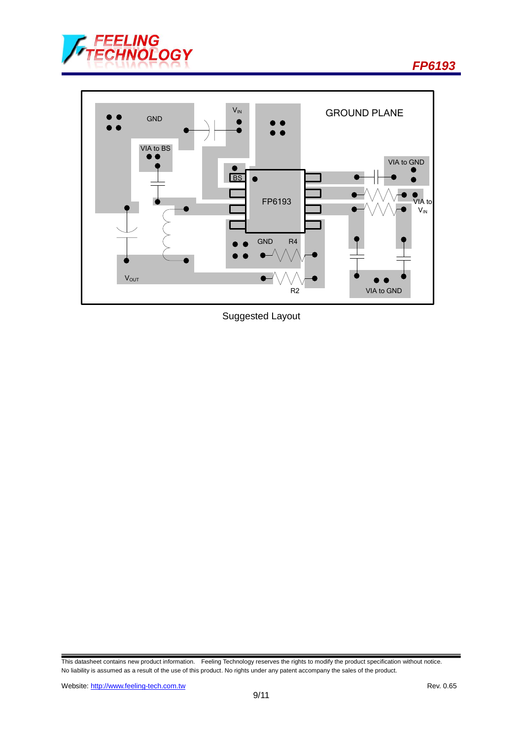Suggested Layout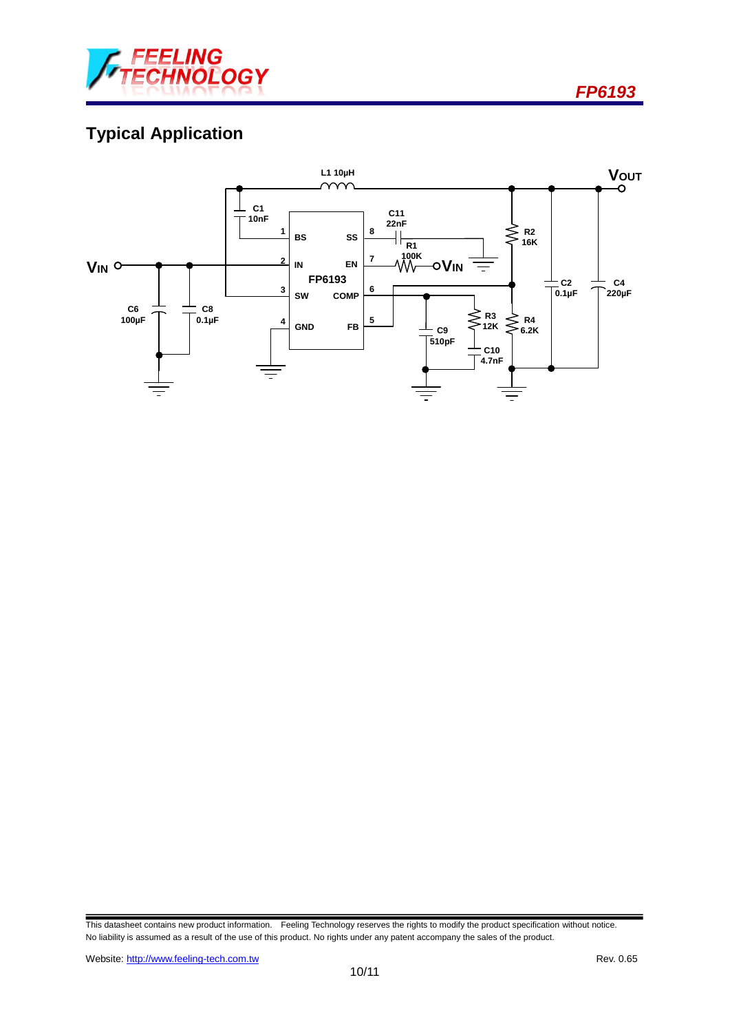## Typical Application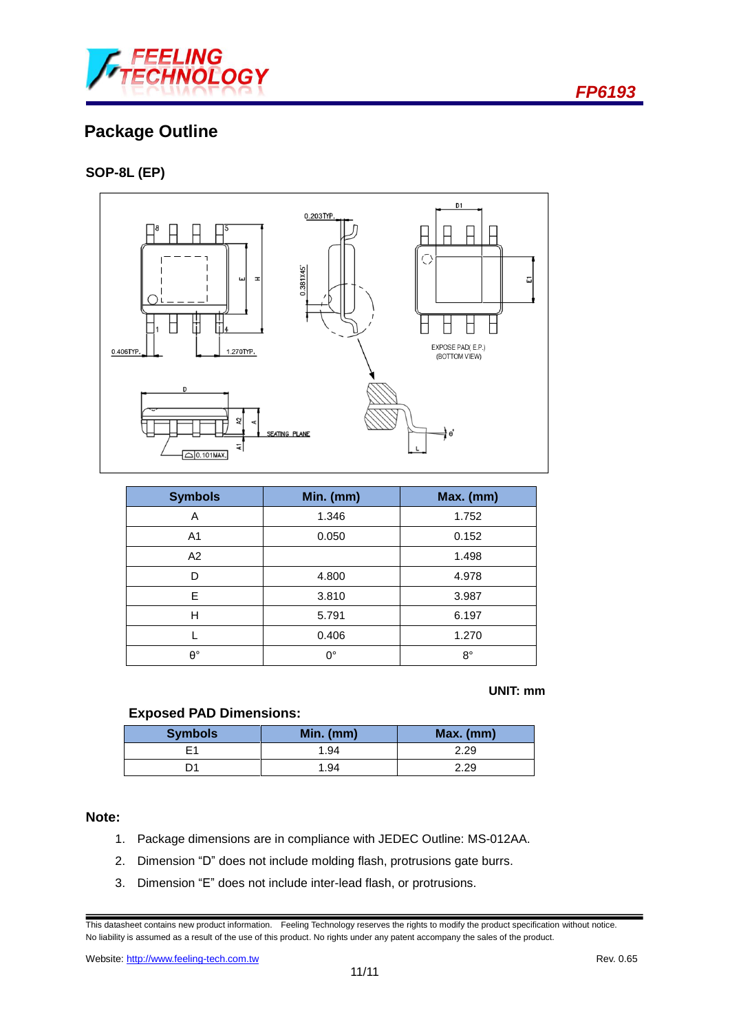# Package Outline

## SOP-8L (EP)

| Symbols | Min. (mm) | Max. (mm) |
|---|---|---|
| A | 1.346 | 1.752 |
| A1 | 0.050 | 0.152 |
| A2 | | 1.498 |
| D | 4.800 | 4.978 |
| E | 3.810 | 3.987 |
| H | 5.791 | 6.197 |
| L | 0.406 | 1.270 |
| θ° | 0° | 8° |

**UNIT: mm**

### Exposed PAD Dimensions:

| Symbols | Min. (mm) | Max. (mm) |
|---|---|---|
| E1 | 1.94 | 2.29 |
| D1 | 1.94 | 2.29 |

**Note:**

1. Package dimensions are in compliance with JEDEC Outline: MS-012AA.
2. Dimension "D" does not include molding flash, protrusions gate burrs.
3. Dimension "E" does not include inter-lead flash, or protrusions.

This datasheet contains new product information. Feeling Technology reserves the rights to modify the product specification without notice. No liability is assumed as a result of the use of this product. No rights under any patent accompany the sales of the product.

Website: http://www.feeling-tech.com.tw